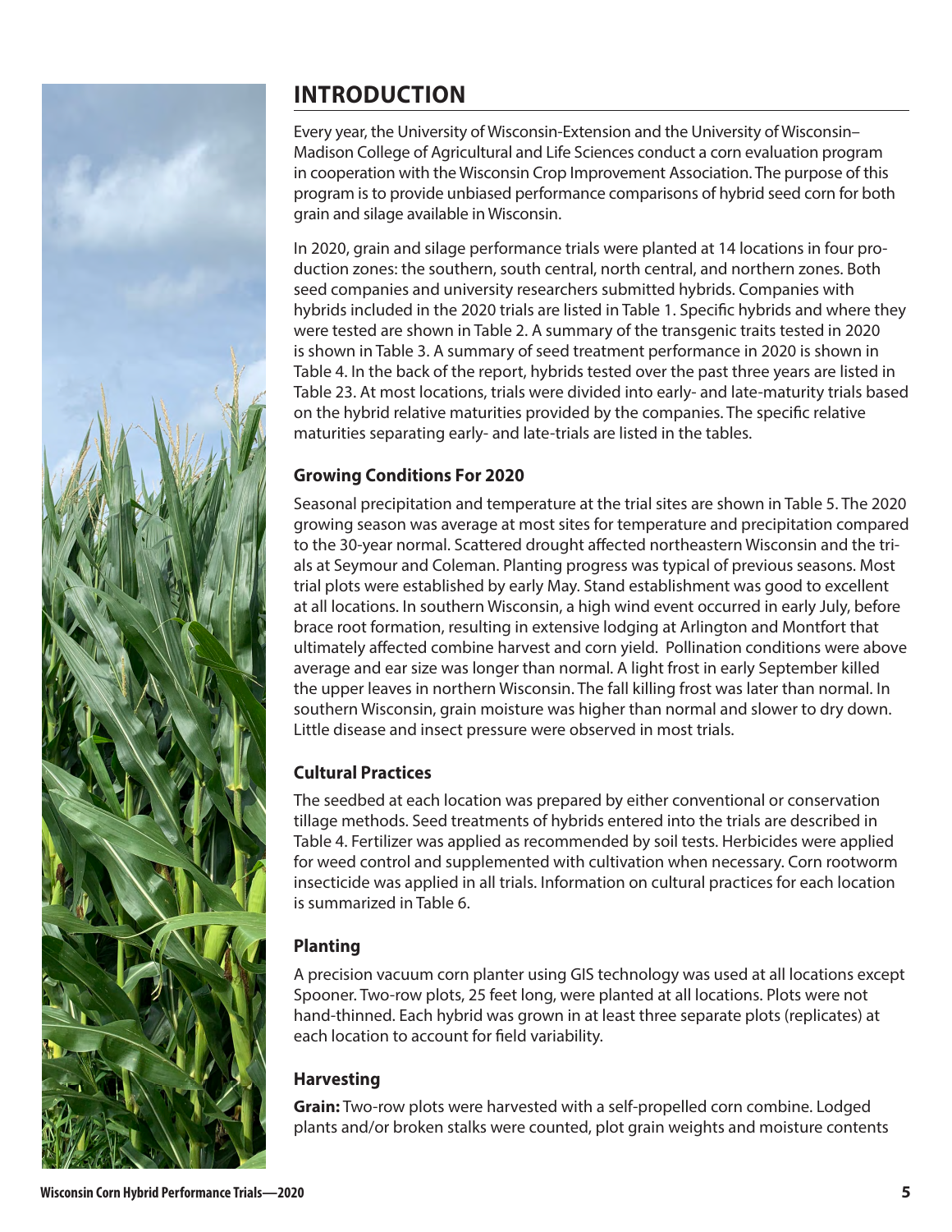# INTRODUCTION

Every year, the University of Wisconsin-Extension and the University of Wisconsin–Madison College of Agricultural and Life Sciences conduct a corn evaluation program in cooperation with the Wisconsin Crop Improvement Association. The purpose of this program is to provide unbiased performance comparisons of hybrid seed corn for both grain and silage available in Wisconsin.

In 2020, grain and silage performance trials were planted at 14 locations in four production zones: the southern, south central, north central, and northern zones. Both seed companies and university researchers submitted hybrids. Companies with hybrids included in the 2020 trials are listed in Table 1. Specific hybrids and where they were tested are shown in Table 2. A summary of the transgenic traits tested in 2020 is shown in Table 3. A summary of seed treatment performance in 2020 is shown in Table 4. In the back of the report, hybrids tested over the past three years are listed in Table 23. At most locations, trials were divided into early- and late-maturity trials based on the hybrid relative maturities provided by the companies. The specific relative maturities separating early- and late-trials are listed in the tables.

### Growing Conditions For 2020

Seasonal precipitation and temperature at the trial sites are shown in Table 5. The 2020 growing season was average at most sites for temperature and precipitation compared to the 30-year normal. Scattered drought affected northeastern Wisconsin and the trials at Seymour and Coleman. Planting progress was typical of previous seasons. Most trial plots were established by early May. Stand establishment was good to excellent at all locations. In southern Wisconsin, a high wind event occurred in early July, before brace root formation, resulting in extensive lodging at Arlington and Montfort that ultimately affected combine harvest and corn yield. Pollination conditions were above average and ear size was longer than normal. A light frost in early September killed the upper leaves in northern Wisconsin. The fall killing frost was later than normal. In southern Wisconsin, grain moisture was higher than normal and slower to dry down. Little disease and insect pressure were observed in most trials.

### Cultural Practices

The seedbed at each location was prepared by either conventional or conservation tillage methods. Seed treatments of hybrids entered into the trials are described in Table 4. Fertilizer was applied as recommended by soil tests. Herbicides were applied for weed control and supplemented with cultivation when necessary. Corn rootworm insecticide was applied in all trials. Information on cultural practices for each location is summarized in Table 6.

### Planting

A precision vacuum corn planter using GIS technology was used at all locations except Spooner. Two-row plots, 25 feet long, were planted at all locations. Plots were not hand-thinned. Each hybrid was grown in at least three separate plots (replicates) at each location to account for field variability.

### Harvesting

**Grain:** Two-row plots were harvested with a self-propelled corn combine. Lodged plants and/or broken stalks were counted, plot grain weights and moisture contents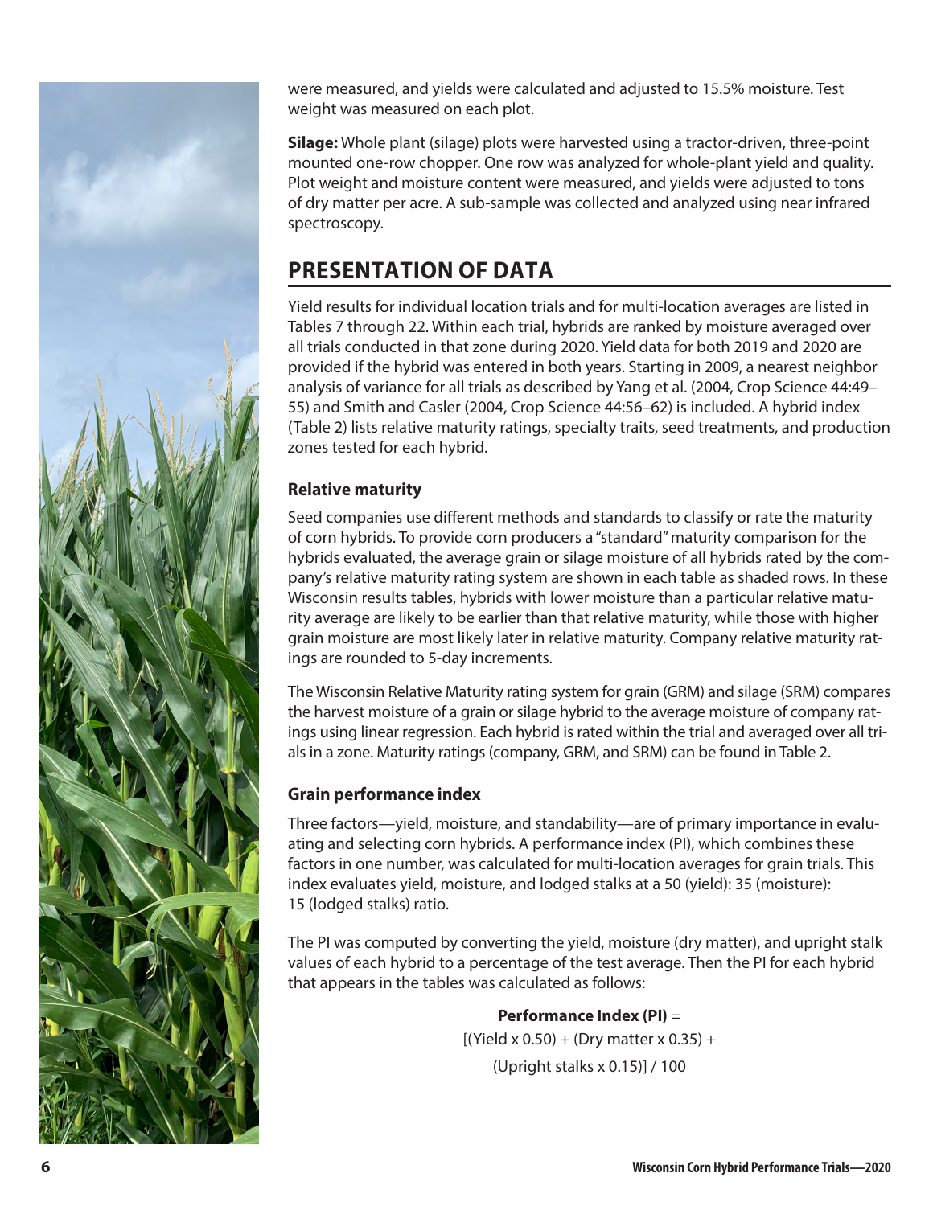were measured, and yields were calculated and adjusted to 15.5% moisture. Test weight was measured on each plot.

**Silage:** Whole plant (silage) plots were harvested using a tractor-driven, three-point mounted one-row chopper. One row was analyzed for whole-plant yield and quality. Plot weight and moisture content were measured, and yields were adjusted to tons of dry matter per acre. A sub-sample was collected and analyzed using near infrared spectroscopy.

## PRESENTATION OF DATA

Yield results for individual location trials and for multi-location averages are listed in Tables 7 through 22. Within each trial, hybrids are ranked by moisture averaged over all trials conducted in that zone during 2020. Yield data for both 2019 and 2020 are provided if the hybrid was entered in both years. Starting in 2009, a nearest neighbor analysis of variance for all trials as described by Yang et al. (2004, Crop Science 44:49–55) and Smith and Casler (2004, Crop Science 44:56–62) is included. A hybrid index (Table 2) lists relative maturity ratings, specialty traits, seed treatments, and production zones tested for each hybrid.

### Relative maturity

Seed companies use different methods and standards to classify or rate the maturity of corn hybrids. To provide corn producers a "standard" maturity comparison for the hybrids evaluated, the average grain or silage moisture of all hybrids rated by the company's relative maturity rating system are shown in each table as shaded rows. In these Wisconsin results tables, hybrids with lower moisture than a particular relative maturity average are likely to be earlier than that relative maturity, while those with higher grain moisture are most likely later in relative maturity. Company relative maturity ratings are rounded to 5-day increments.

The Wisconsin Relative Maturity rating system for grain (GRM) and silage (SRM) compares the harvest moisture of a grain or silage hybrid to the average moisture of company ratings using linear regression. Each hybrid is rated within the trial and averaged over all trials in a zone. Maturity ratings (company, GRM, and SRM) can be found in Table 2.

### Grain performance index

Three factors—yield, moisture, and standability—are of primary importance in evaluating and selecting corn hybrids. A performance index (PI), which combines these factors in one number, was calculated for multi-location averages for grain trials. This index evaluates yield, moisture, and lodged stalks at a 50 (yield): 35 (moisture): 15 (lodged stalks) ratio.

The PI was computed by converting the yield, moisture (dry matter), and upright stalk values of each hybrid to a percentage of the test average. Then the PI for each hybrid that appears in the tables was calculated as follows:

**Performance Index (PI)** =

$$[(\text{Yield} \times 0.50) + (\text{Dry matter} \times 0.35) + (\text{Upright stalks} \times 0.15)] / 100$$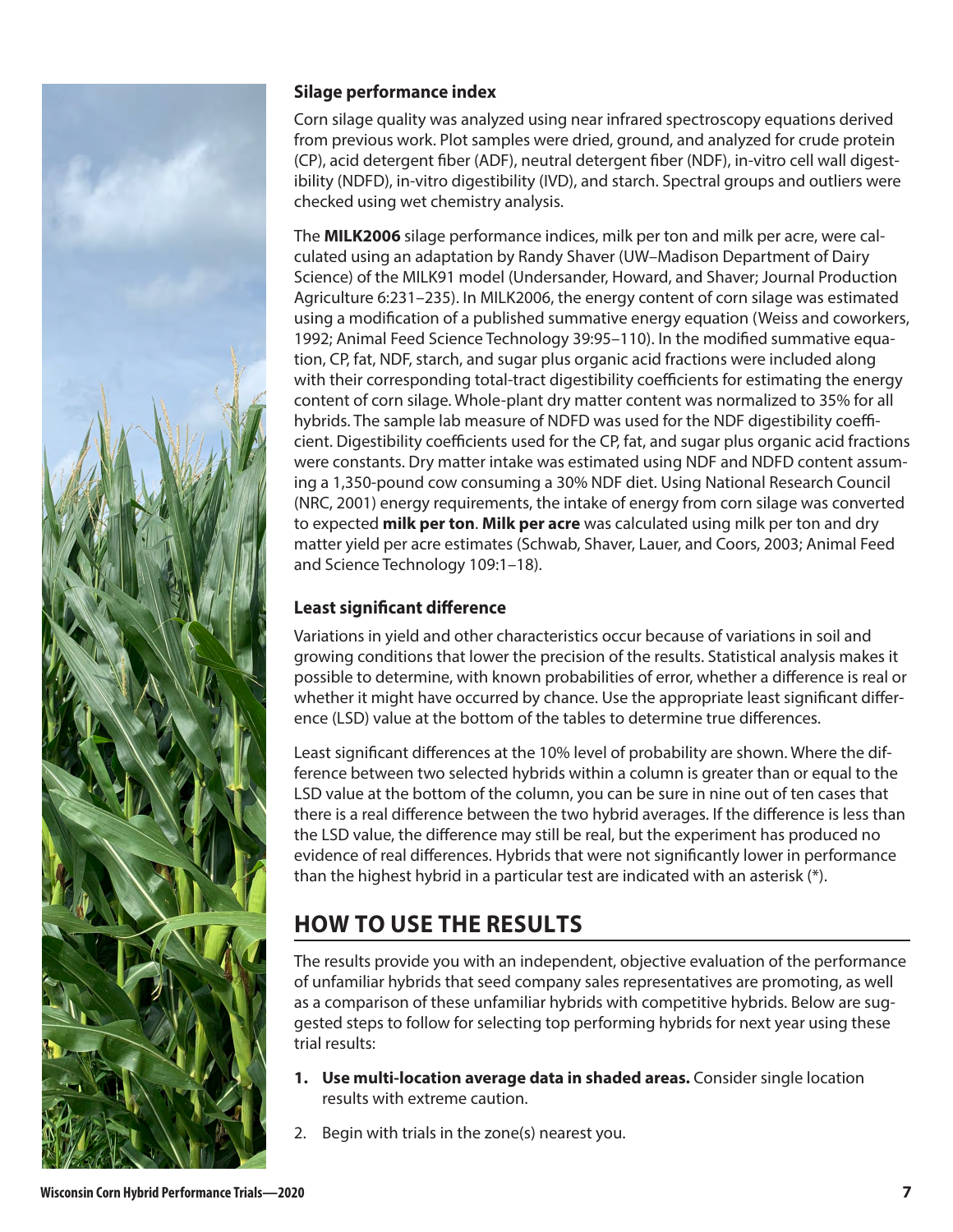### Silage performance index

Corn silage quality was analyzed using near infrared spectroscopy equations derived from previous work. Plot samples were dried, ground, and analyzed for crude protein (CP), acid detergent fiber (ADF), neutral detergent fiber (NDF), in-vitro cell wall digestibility (NDFD), in-vitro digestibility (IVD), and starch. Spectral groups and outliers were checked using wet chemistry analysis.

The **MILK2006** silage performance indices, milk per ton and milk per acre, were calculated using an adaptation by Randy Shaver (UW–Madison Department of Dairy Science) of the MILK91 model (Undersander, Howard, and Shaver; Journal Production Agriculture 6:231–235). In MILK2006, the energy content of corn silage was estimated using a modification of a published summative energy equation (Weiss and coworkers, 1992; Animal Feed Science Technology 39:95–110). In the modified summative equation, CP, fat, NDF, starch, and sugar plus organic acid fractions were included along with their corresponding total-tract digestibility coefficients for estimating the energy content of corn silage. Whole-plant dry matter content was normalized to 35% for all hybrids. The sample lab measure of NDFD was used for the NDF digestibility coefficient. Digestibility coefficients used for the CP, fat, and sugar plus organic acid fractions were constants. Dry matter intake was estimated using NDF and NDFD content assuming a 1,350-pound cow consuming a 30% NDF diet. Using National Research Council (NRC, 2001) energy requirements, the intake of energy from corn silage was converted to expected **milk per ton**. **Milk per acre** was calculated using milk per ton and dry matter yield per acre estimates (Schwab, Shaver, Lauer, and Coors, 2003; Animal Feed and Science Technology 109:1–18).

### Least significant difference

Variations in yield and other characteristics occur because of variations in soil and growing conditions that lower the precision of the results. Statistical analysis makes it possible to determine, with known probabilities of error, whether a difference is real or whether it might have occurred by chance. Use the appropriate least significant difference (LSD) value at the bottom of the tables to determine true differences.

Least significant differences at the 10% level of probability are shown. Where the difference between two selected hybrids within a column is greater than or equal to the LSD value at the bottom of the column, you can be sure in nine out of ten cases that there is a real difference between the two hybrid averages. If the difference is less than the LSD value, the difference may still be real, but the experiment has produced no evidence of real differences. Hybrids that were not significantly lower in performance than the highest hybrid in a particular test are indicated with an asterisk (*).

## HOW TO USE THE RESULTS

The results provide you with an independent, objective evaluation of the performance of unfamiliar hybrids that seed company sales representatives are promoting, as well as a comparison of these unfamiliar hybrids with competitive hybrids. Below are suggested steps to follow for selecting top performing hybrids for next year using these trial results:

1. **Use multi-location average data in shaded areas.** Consider single location results with extreme caution.
2. Begin with trials in the zone(s) nearest you.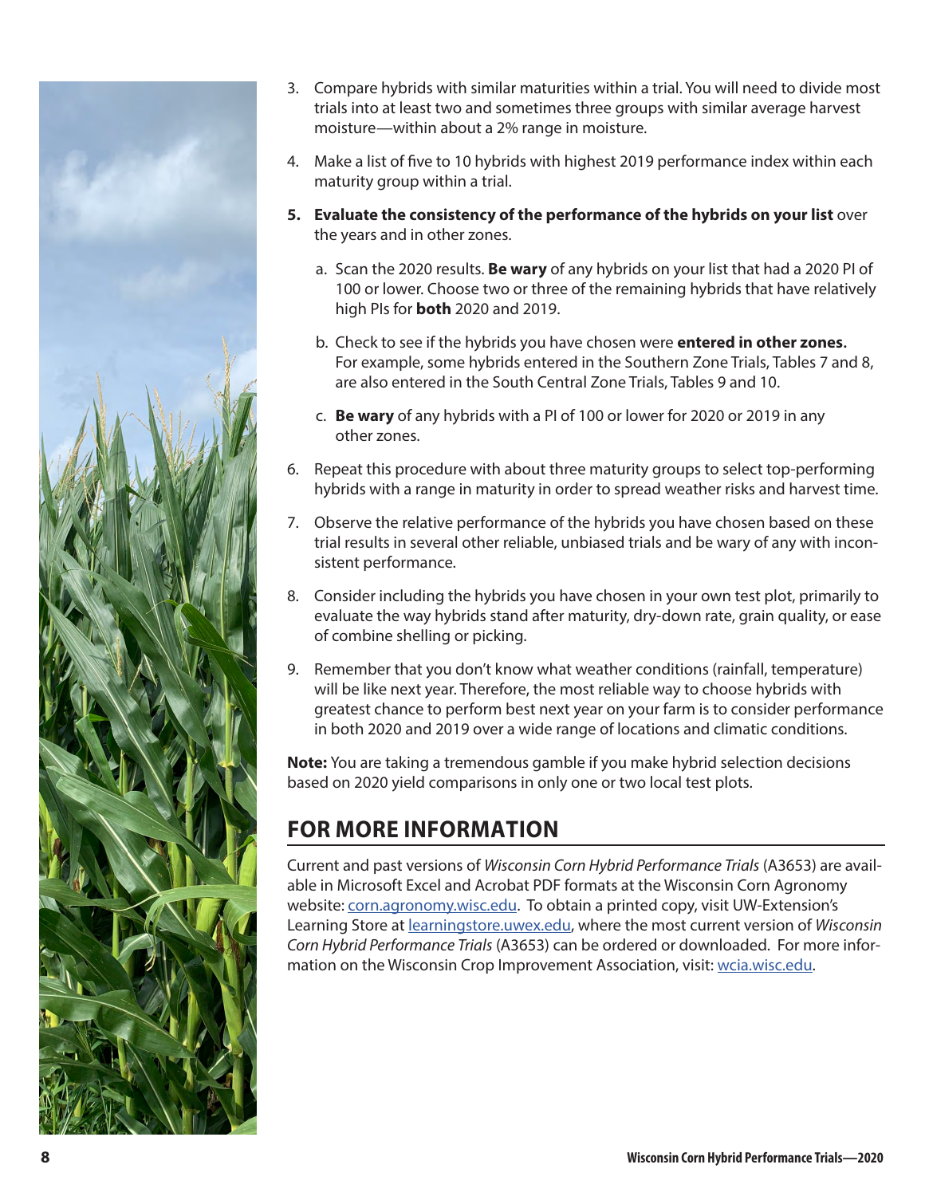3. Compare hybrids with similar maturities within a trial. You will need to divide most trials into at least two and sometimes three groups with similar average harvest moisture—within about a 2% range in moisture.

4. Make a list of five to 10 hybrids with highest 2019 performance index within each maturity group within a trial.

5. **Evaluate the consistency of the performance of the hybrids on your list** over the years and in other zones.

   a. Scan the 2020 results. **Be wary** of any hybrids on your list that had a 2020 PI of 100 or lower. Choose two or three of the remaining hybrids that have relatively high PIs for **both** 2020 and 2019.

   b. Check to see if the hybrids you have chosen were **entered in other zones**. For example, some hybrids entered in the Southern Zone Trials, Tables 7 and 8, are also entered in the South Central Zone Trials, Tables 9 and 10.

   c. **Be wary** of any hybrids with a PI of 100 or lower for 2020 or 2019 in any other zones.

6. Repeat this procedure with about three maturity groups to select top-performing hybrids with a range in maturity in order to spread weather risks and harvest time.

7. Observe the relative performance of the hybrids you have chosen based on these trial results in several other reliable, unbiased trials and be wary of any with inconsistent performance.

8. Consider including the hybrids you have chosen in your own test plot, primarily to evaluate the way hybrids stand after maturity, dry-down rate, grain quality, or ease of combine shelling or picking.

9. Remember that you don't know what weather conditions (rainfall, temperature) will be like next year. Therefore, the most reliable way to choose hybrids with greatest chance to perform best next year on your farm is to consider performance in both 2020 and 2019 over a wide range of locations and climatic conditions.

**Note:** You are taking a tremendous gamble if you make hybrid selection decisions based on 2020 yield comparisons in only one or two local test plots.

## FOR MORE INFORMATION

Current and past versions of *Wisconsin Corn Hybrid Performance Trials* (A3653) are available in Microsoft Excel and Acrobat PDF formats at the Wisconsin Corn Agronomy website: corn.agronomy.wisc.edu. To obtain a printed copy, visit UW-Extension's Learning Store at learningstore.uwex.edu, where the most current version of *Wisconsin Corn Hybrid Performance Trials* (A3653) can be ordered or downloaded. For more information on the Wisconsin Crop Improvement Association, visit: wcia.wisc.edu.